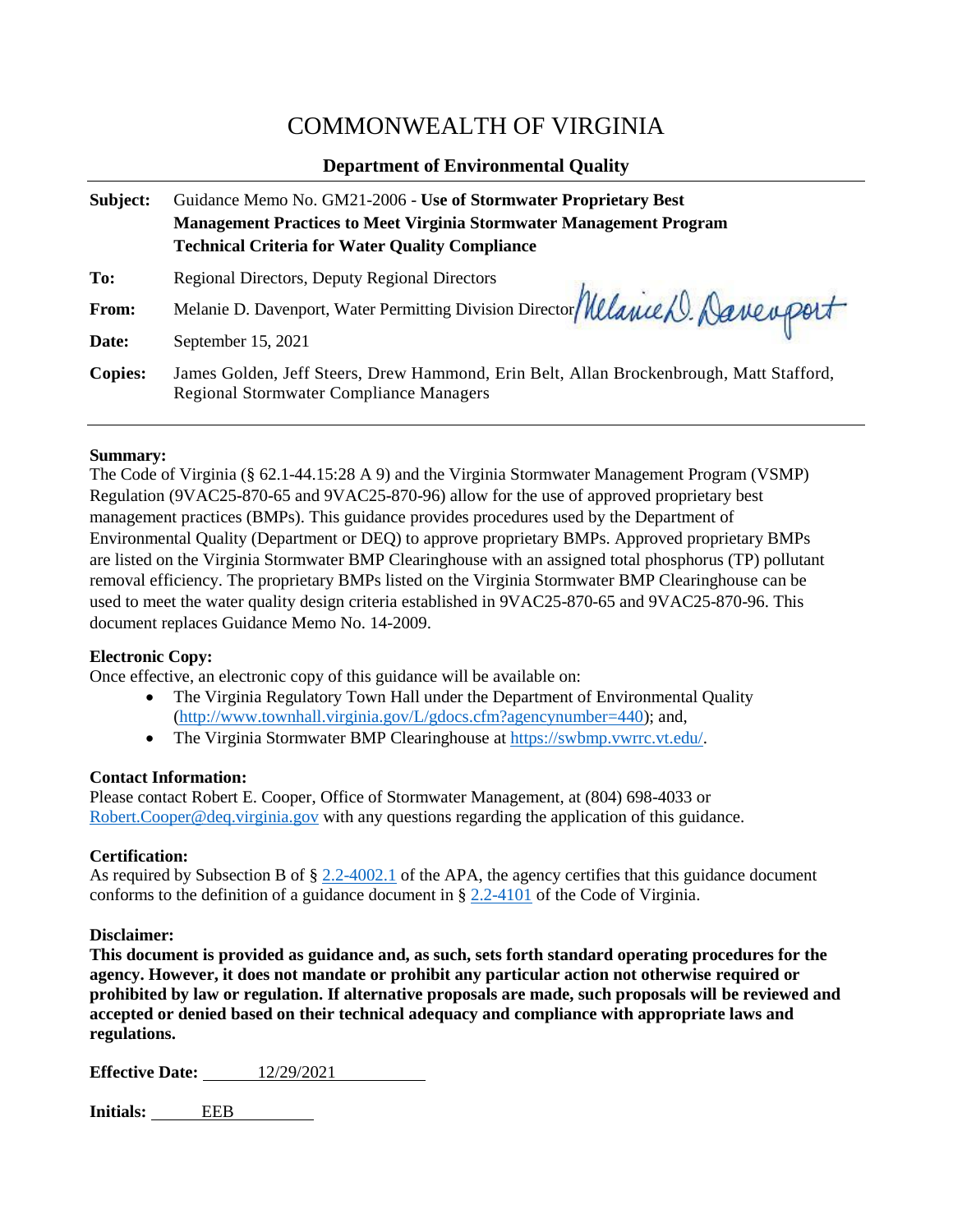# COMMONWEALTH OF VIRGINIA

**Department of Environmental Quality**

**Subject:** Guidance Memo No. GM21-2006 - **Use of Stormwater Proprietary Best Management Practices to Meet Virginia Stormwater Management Program Technical Criteria for Water Quality Compliance**

**To:** Regional Directors, Deputy Regional Directors

**From:** Melanie D. Davenport, Water Permitting Division Director

**Date:** September 15, 2021

**Copies:** James Golden, Jeff Steers, Drew Hammond, Erin Belt, Allan Brockenbrough, Matt Stafford, Regional Stormwater Compliance Managers

---

**Summary:**

The Code of Virginia (§ 62.1-44.15:28 A 9) and the Virginia Stormwater Management Program (VSMP) Regulation (9VAC25-870-65 and 9VAC25-870-96) allow for the use of approved proprietary best management practices (BMPs). This guidance provides procedures used by the Department of Environmental Quality (Department or DEQ) to approve proprietary BMPs. Approved proprietary BMPs are listed on the Virginia Stormwater BMP Clearinghouse with an assigned total phosphorus (TP) pollutant removal efficiency. The proprietary BMPs listed on the Virginia Stormwater BMP Clearinghouse can be used to meet the water quality design criteria established in 9VAC25-870-65 and 9VAC25-870-96. This document replaces Guidance Memo No. 14-2009.

**Electronic Copy:**

Once effective, an electronic copy of this guidance will be available on:

- The Virginia Regulatory Town Hall under the Department of Environmental Quality (http://www.townhall.virginia.gov/L/gdocs.cfm?agencynumber=440); and,
- The Virginia Stormwater BMP Clearinghouse at https://swbmp.vwrrc.vt.edu/.

**Contact Information:**

Please contact Robert E. Cooper, Office of Stormwater Management, at (804) 698-4033 or Robert.Cooper@deq.virginia.gov with any questions regarding the application of this guidance.

**Certification:**

As required by Subsection B of § 2.2-4002.1 of the APA, the agency certifies that this guidance document conforms to the definition of a guidance document in § 2.2-4101 of the Code of Virginia.

**Disclaimer:**

**This document is provided as guidance and, as such, sets forth standard operating procedures for the agency. However, it does not mandate or prohibit any particular action not otherwise required or prohibited by law or regulation. If alternative proposals are made, such proposals will be reviewed and accepted or denied based on their technical adequacy and compliance with appropriate laws and regulations.**

**Effective Date:** 12/29/2021

**Initials:** EEB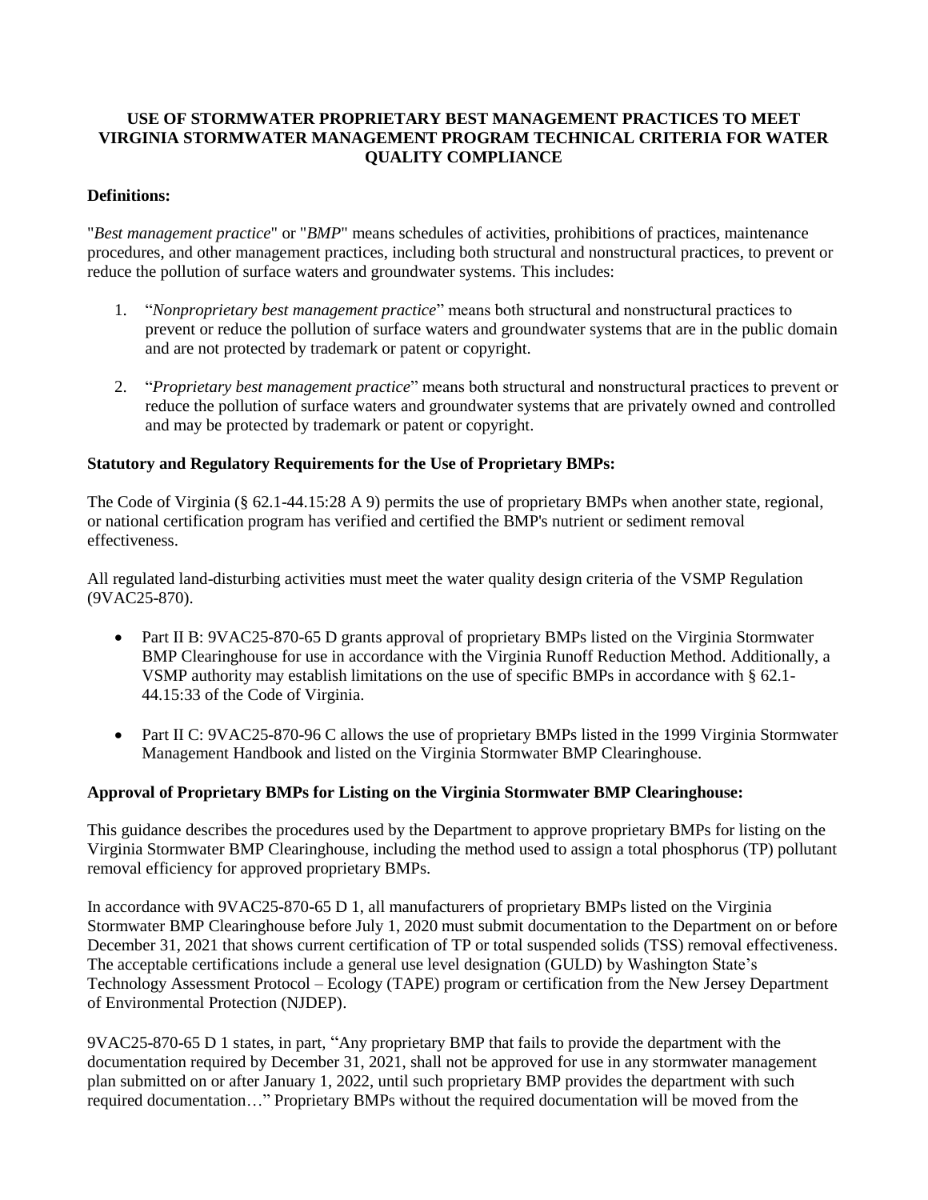**USE OF STORMWATER PROPRIETARY BEST MANAGEMENT PRACTICES TO MEET VIRGINIA STORMWATER MANAGEMENT PROGRAM TECHNICAL CRITERIA FOR WATER QUALITY COMPLIANCE**

**Definitions:**

"*Best management practice*" or "*BMP*" means schedules of activities, prohibitions of practices, maintenance procedures, and other management practices, including both structural and nonstructural practices, to prevent or reduce the pollution of surface waters and groundwater systems. This includes:

1. "*Nonproprietary best management practice*" means both structural and nonstructural practices to prevent or reduce the pollution of surface waters and groundwater systems that are in the public domain and are not protected by trademark or patent or copyright.

2. "*Proprietary best management practice*" means both structural and nonstructural practices to prevent or reduce the pollution of surface waters and groundwater systems that are privately owned and controlled and may be protected by trademark or patent or copyright.

**Statutory and Regulatory Requirements for the Use of Proprietary BMPs:**

The Code of Virginia (§ 62.1-44.15:28 A 9) permits the use of proprietary BMPs when another state, regional, or national certification program has verified and certified the BMP's nutrient or sediment removal effectiveness.

All regulated land-disturbing activities must meet the water quality design criteria of the VSMP Regulation (9VAC25-870).

- Part II B: 9VAC25-870-65 D grants approval of proprietary BMPs listed on the Virginia Stormwater BMP Clearinghouse for use in accordance with the Virginia Runoff Reduction Method. Additionally, a VSMP authority may establish limitations on the use of specific BMPs in accordance with § 62.1-44.15:33 of the Code of Virginia.

- Part II C: 9VAC25-870-96 C allows the use of proprietary BMPs listed in the 1999 Virginia Stormwater Management Handbook and listed on the Virginia Stormwater BMP Clearinghouse.

**Approval of Proprietary BMPs for Listing on the Virginia Stormwater BMP Clearinghouse:**

This guidance describes the procedures used by the Department to approve proprietary BMPs for listing on the Virginia Stormwater BMP Clearinghouse, including the method used to assign a total phosphorus (TP) pollutant removal efficiency for approved proprietary BMPs.

In accordance with 9VAC25-870-65 D 1, all manufacturers of proprietary BMPs listed on the Virginia Stormwater BMP Clearinghouse before July 1, 2020 must submit documentation to the Department on or before December 31, 2021 that shows current certification of TP or total suspended solids (TSS) removal effectiveness. The acceptable certifications include a general use level designation (GULD) by Washington State's Technology Assessment Protocol – Ecology (TAPE) program or certification from the New Jersey Department of Environmental Protection (NJDEP).

9VAC25-870-65 D 1 states, in part, "Any proprietary BMP that fails to provide the department with the documentation required by December 31, 2021, shall not be approved for use in any stormwater management plan submitted on or after January 1, 2022, until such proprietary BMP provides the department with such required documentation…" Proprietary BMPs without the required documentation will be moved from the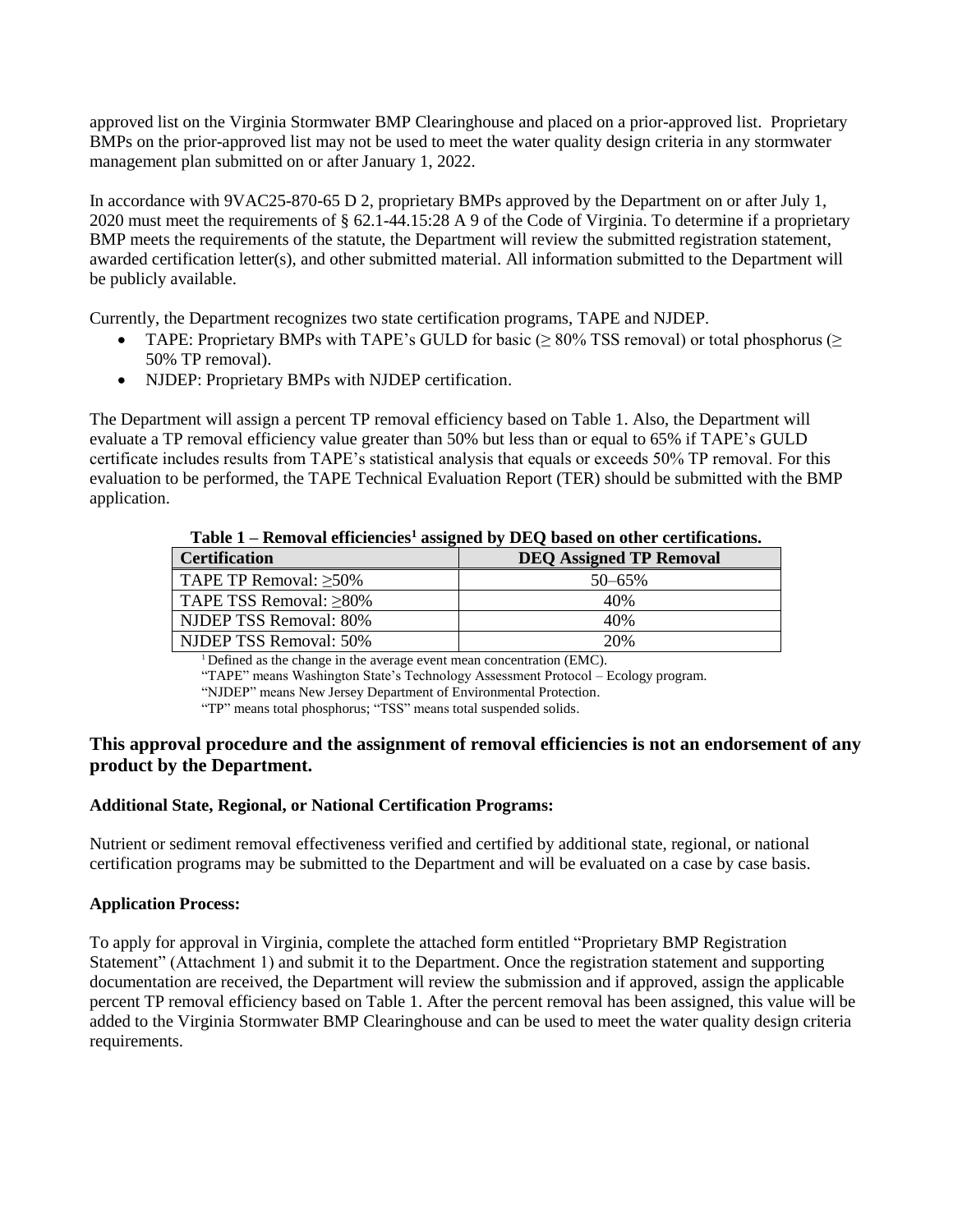approved list on the Virginia Stormwater BMP Clearinghouse and placed on a prior-approved list. Proprietary BMPs on the prior-approved list may not be used to meet the water quality design criteria in any stormwater management plan submitted on or after January 1, 2022.

In accordance with 9VAC25-870-65 D 2, proprietary BMPs approved by the Department on or after July 1, 2020 must meet the requirements of § 62.1-44.15:28 A 9 of the Code of Virginia. To determine if a proprietary BMP meets the requirements of the statute, the Department will review the submitted registration statement, awarded certification letter(s), and other submitted material. All information submitted to the Department will be publicly available.

Currently, the Department recognizes two state certification programs, TAPE and NJDEP.

- TAPE: Proprietary BMPs with TAPE's GULD for basic (≥ 80% TSS removal) or total phosphorus (≥ 50% TP removal).
- NJDEP: Proprietary BMPs with NJDEP certification.

The Department will assign a percent TP removal efficiency based on Table 1. Also, the Department will evaluate a TP removal efficiency value greater than 50% but less than or equal to 65% if TAPE's GULD certificate includes results from TAPE's statistical analysis that equals or exceeds 50% TP removal. For this evaluation to be performed, the TAPE Technical Evaluation Report (TER) should be submitted with the BMP application.

**Table 1 – Removal efficiencies[1] assigned by DEQ based on other certifications.**

| Certification | DEQ Assigned TP Removal |
|---|---|
| TAPE TP Removal: ≥50% | 50–65% |
| TAPE TSS Removal: ≥80% | 40% |
| NJDEP TSS Removal: 80% | 40% |
| NJDEP TSS Removal: 50% | 20% |

[1] Defined as the change in the average event mean concentration (EMC).
"TAPE" means Washington State's Technology Assessment Protocol – Ecology program.
"NJDEP" means New Jersey Department of Environmental Protection.
"TP" means total phosphorus; "TSS" means total suspended solids.

## This approval procedure and the assignment of removal efficiencies is not an endorsement of any product by the Department.

**Additional State, Regional, or National Certification Programs:**

Nutrient or sediment removal effectiveness verified and certified by additional state, regional, or national certification programs may be submitted to the Department and will be evaluated on a case by case basis.

**Application Process:**

To apply for approval in Virginia, complete the attached form entitled "Proprietary BMP Registration Statement" (Attachment 1) and submit it to the Department. Once the registration statement and supporting documentation are received, the Department will review the submission and if approved, assign the applicable percent TP removal efficiency based on Table 1. After the percent removal has been assigned, this value will be added to the Virginia Stormwater BMP Clearinghouse and can be used to meet the water quality design criteria requirements.